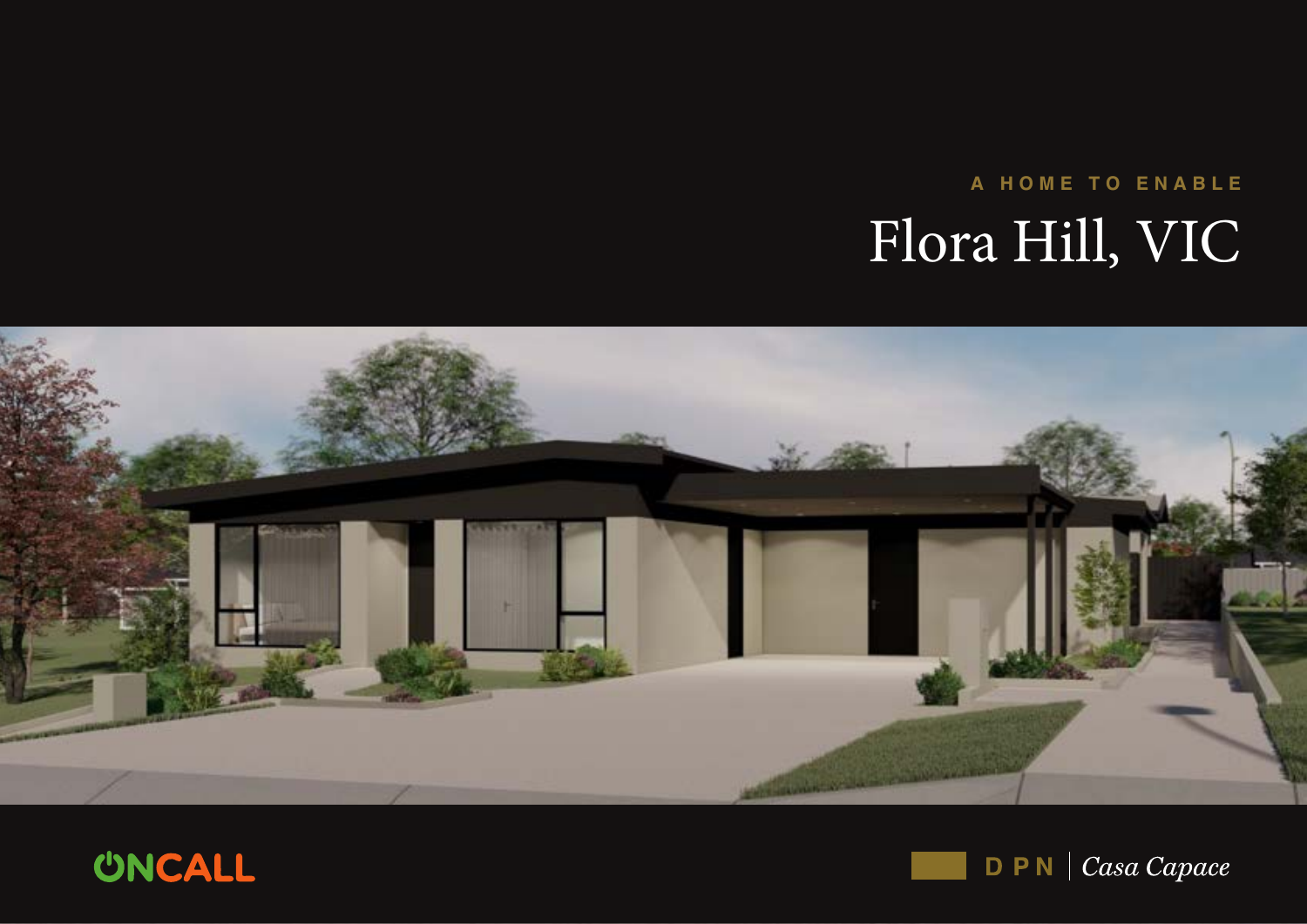A HOME TO ENABLE

# Flora Hill, VIC

ONCALL

DPN | *Casa Capace*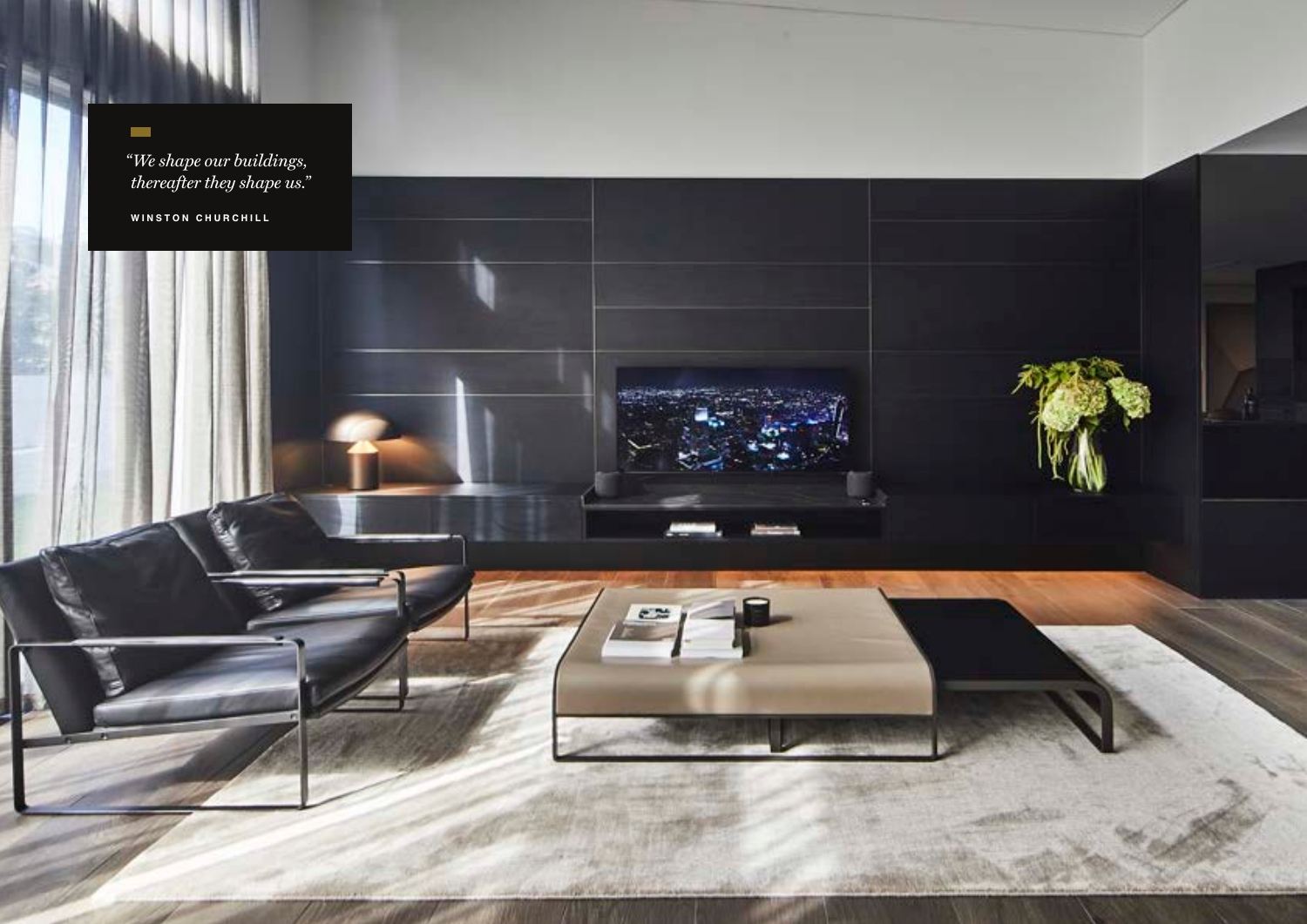*“We shape our buildings, thereafter they shape us.”*

WINSTON CHURCHILL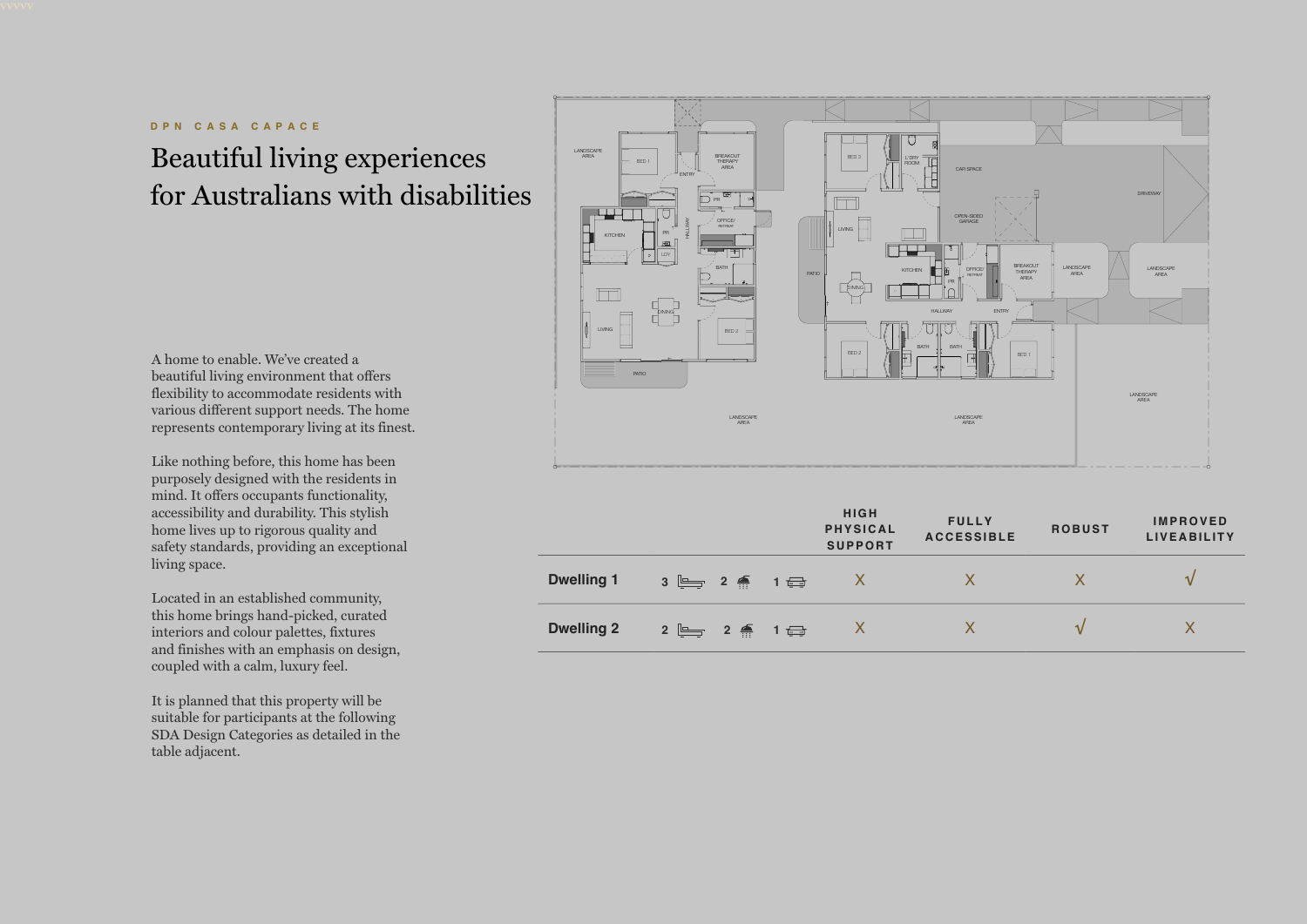DPN CASA CAPACE

# Beautiful living experiences for Australians with disabilities

A home to enable. We've created a beautiful living environment that offers flexibility to accommodate residents with various different support needs. The home represents contemporary living at its finest.

Like nothing before, this home has been purposely designed with the residents in mind. It offers occupants functionality, accessibility and durability. This stylish home lives up to rigorous quality and safety standards, providing an exceptional living space.

Located in an established community, this home brings hand-picked, curated interiors and colour palettes, fixtures and finishes with an emphasis on design, coupled with a calm, luxury feel.

It is planned that this property will be suitable for participants at the following SDA Design Categories as detailed in the table adjacent.

| | Bedrooms | Bathrooms | Car spaces | HIGH PHYSICAL SUPPORT | FULLY ACCESSIBLE | ROBUST | IMPROVED LIVEABILITY |
|---|---|---|---|---|---|---|---|
| **Dwelling 1** | 3 | 2 | 1 | X | X | X | √ |
| **Dwelling 2** | 2 | 2 | 1 | X | X | √ | X |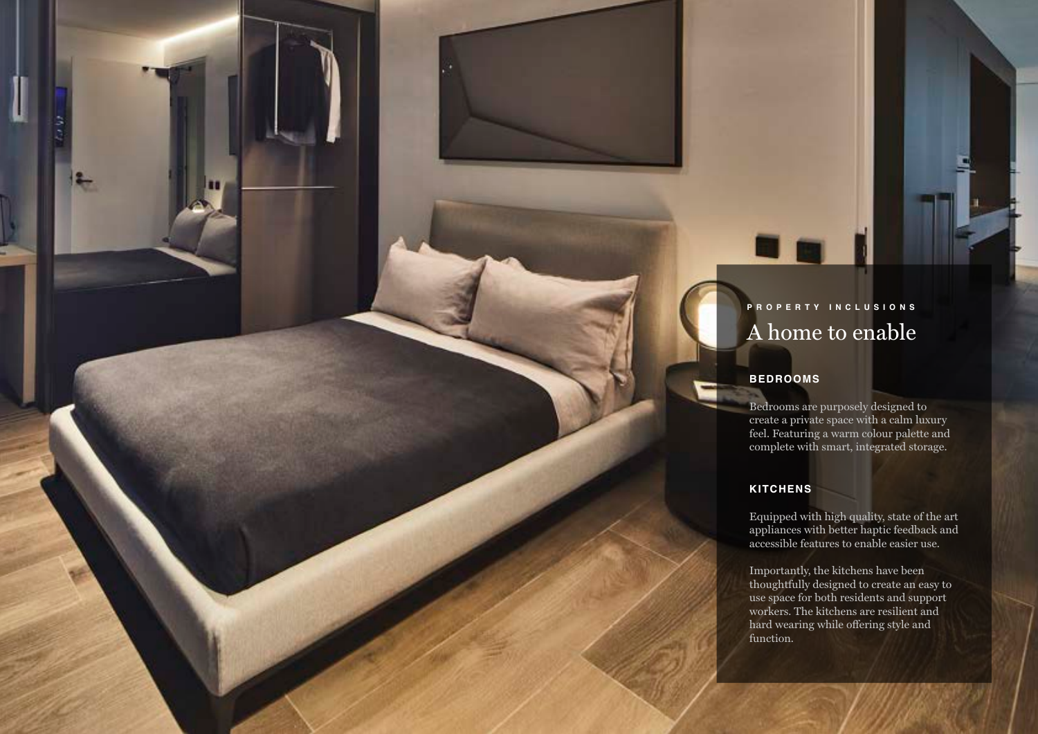PROPERTY INCLUSIONS

# A home to enable

## BEDROOMS

Bedrooms are purposely designed to create a private space with a calm luxury feel. Featuring a warm colour palette and complete with smart, integrated storage.

## KITCHENS

Equipped with high quality, state of the art appliances with better haptic feedback and accessible features to enable easier use.

Importantly, the kitchens have been thoughtfully designed to create an easy to use space for both residents and support workers. The kitchens are resilient and hard wearing while offering style and function.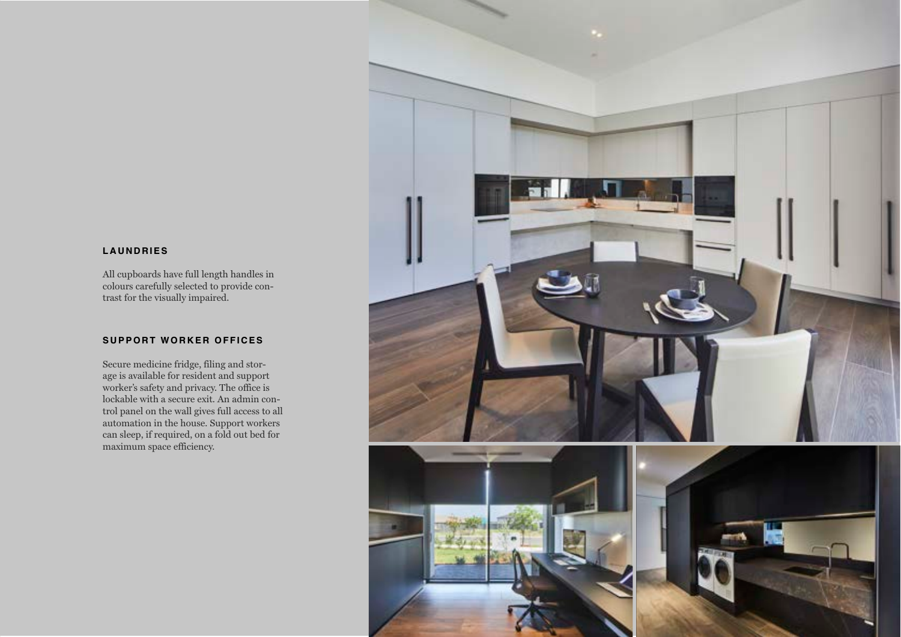## LAUNDRIES

All cupboards have full length handles in colours carefully selected to provide contrast for the visually impaired.

## SUPPORT WORKER OFFICES

Secure medicine fridge, filing and storage is available for resident and support worker's safety and privacy. The office is lockable with a secure exit. An admin control panel on the wall gives full access to all automation in the house. Support workers can sleep, if required, on a fold out bed for maximum space efficiency.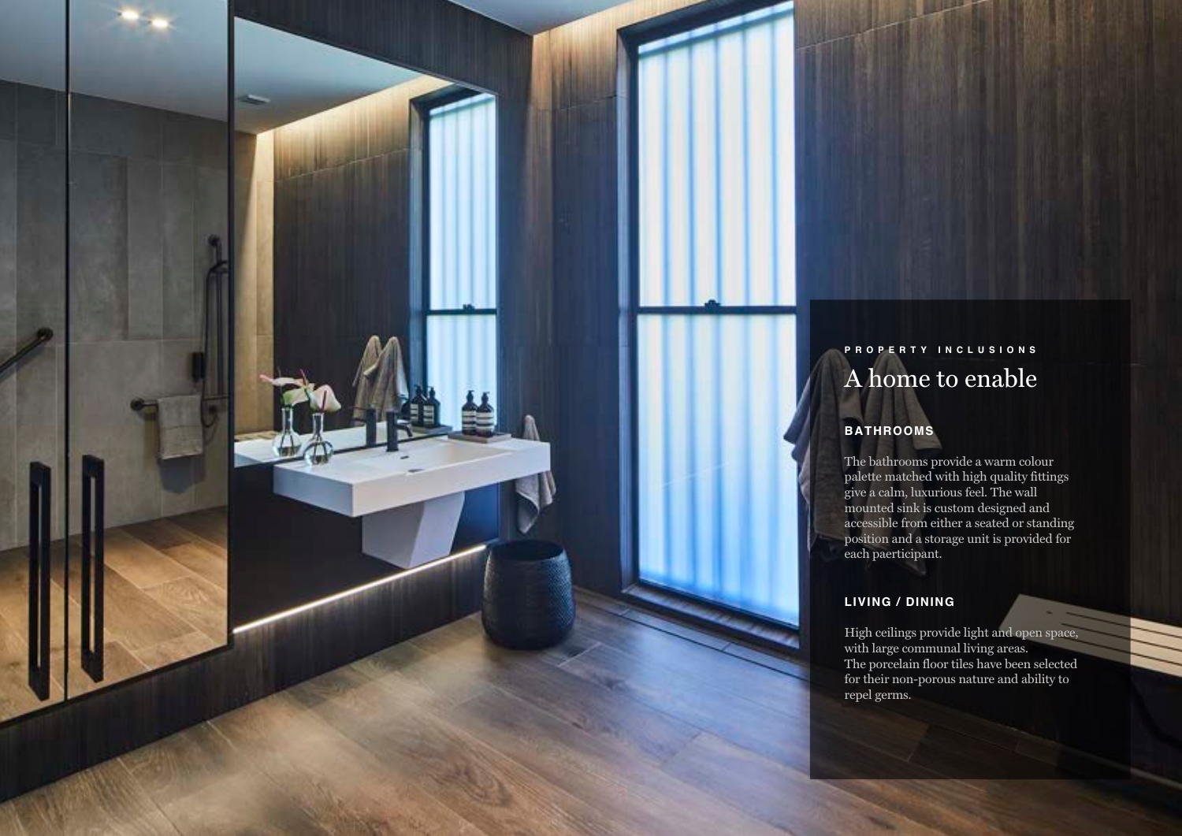PROPERTY INCLUSIONS

# A home to enable

## BATHROOMS

The bathrooms provide a warm colour palette matched with high quality fittings give a calm, luxurious feel. The wall mounted sink is custom designed and accessible from either a seated or standing position and a storage unit is provided for each paerticipant.

## LIVING / DINING

High ceilings provide light and open space, with large communal living areas.
The porcelain floor tiles have been selected for their non-porous nature and ability to repel germs.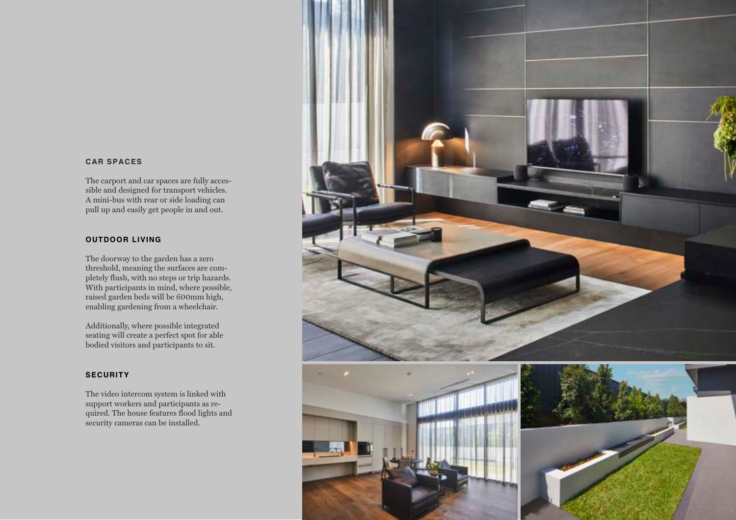## CAR SPACES

The carport and car spaces are fully accessible and designed for transport vehicles. A mini-bus with rear or side loading can pull up and easily get people in and out.

## OUTDOOR LIVING

The doorway to the garden has a zero threshold, meaning the surfaces are completely flush, with no steps or trip hazards. With participants in mind, where possible, raised garden beds will be 600mm high, enabling gardening from a wheelchair.

Additionally, where possible integrated seating will create a perfect spot for able bodied visitors and participants to sit.

## SECURITY

The video intercom system is linked with support workers and participants as required. The house features flood lights and security cameras can be installed.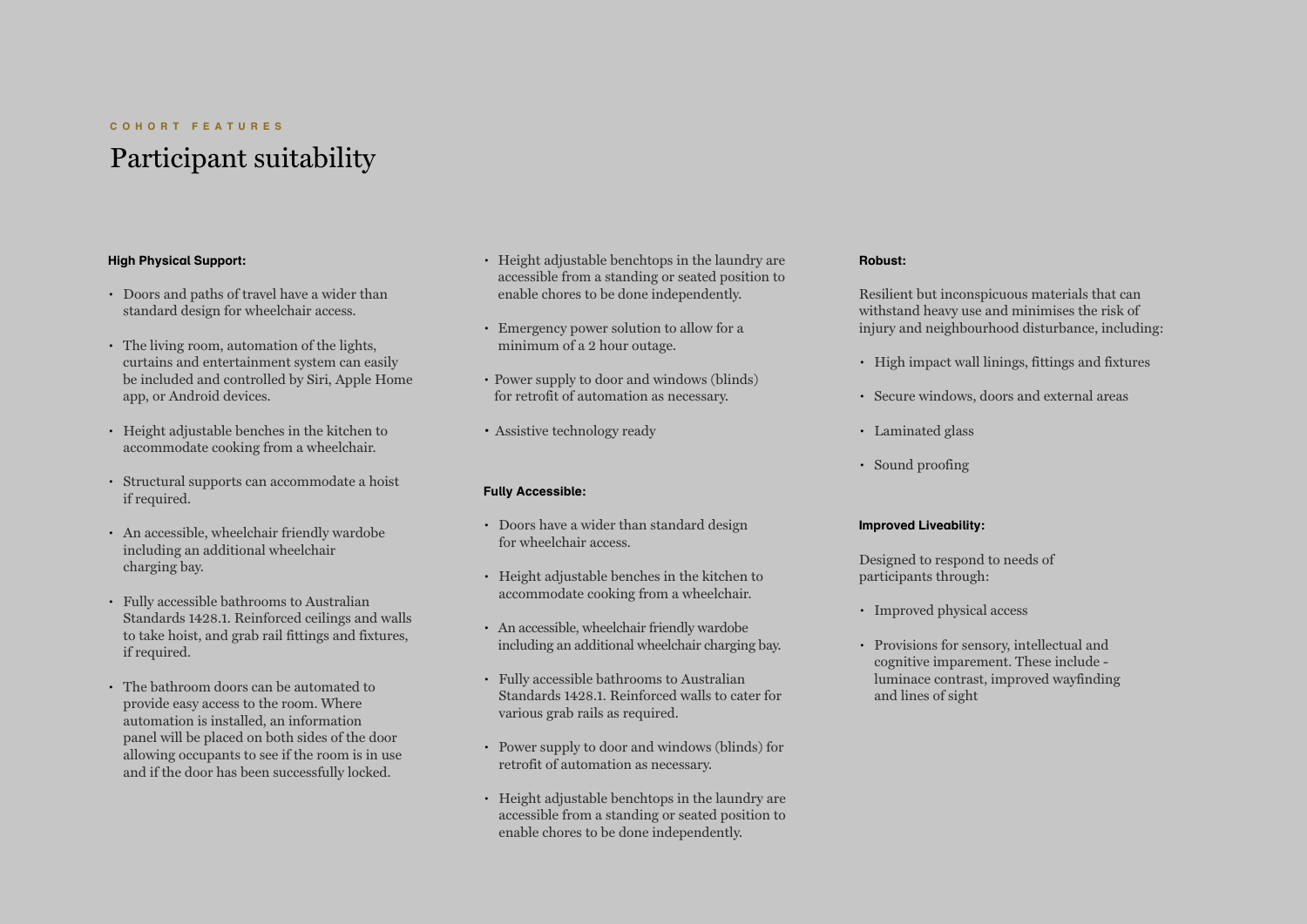COHORT FEATURES

# Participant suitability

**High Physical Support:**

- Doors and paths of travel have a wider than standard design for wheelchair access.
- The living room, automation of the lights, curtains and entertainment system can easily be included and controlled by Siri, Apple Home app, or Android devices.
- Height adjustable benches in the kitchen to accommodate cooking from a wheelchair.
- Structural supports can accommodate a hoist if required.
- An accessible, wheelchair friendly wardobe including an additional wheelchair charging bay.
- Fully accessible bathrooms to Australian Standards 1428.1. Reinforced ceilings and walls to take hoist, and grab rail fittings and fixtures, if required.
- The bathroom doors can be automated to provide easy access to the room. Where automation is installed, an information panel will be placed on both sides of the door allowing occupants to see if the room is in use and if the door has been successfully locked.
- Height adjustable benchtops in the laundry are accessible from a standing or seated position to enable chores to be done independently.
- Emergency power solution to allow for a minimum of a 2 hour outage.
- Power supply to door and windows (blinds) for retrofit of automation as necessary.
- Assistive technology ready

**Fully Accessible:**

- Doors have a wider than standard design for wheelchair access.
- Height adjustable benches in the kitchen to accommodate cooking from a wheelchair.
- An accessible, wheelchair friendly wardobe including an additional wheelchair charging bay.
- Fully accessible bathrooms to Australian Standards 1428.1. Reinforced walls to cater for various grab rails as required.
- Power supply to door and windows (blinds) for retrofit of automation as necessary.
- Height adjustable benchtops in the laundry are accessible from a standing or seated position to enable chores to be done independently.

**Robust:**

Resilient but inconspicuous materials that can withstand heavy use and minimises the risk of injury and neighbourhood disturbance, including:

- High impact wall linings, fittings and fixtures
- Secure windows, doors and external areas
- Laminated glass
- Sound proofing

**Improved Liveability:**

Designed to respond to needs of participants through:

- Improved physical access
- Provisions for sensory, intellectual and cognitive imparement. These include - luminace contrast, improved wayfinding and lines of sight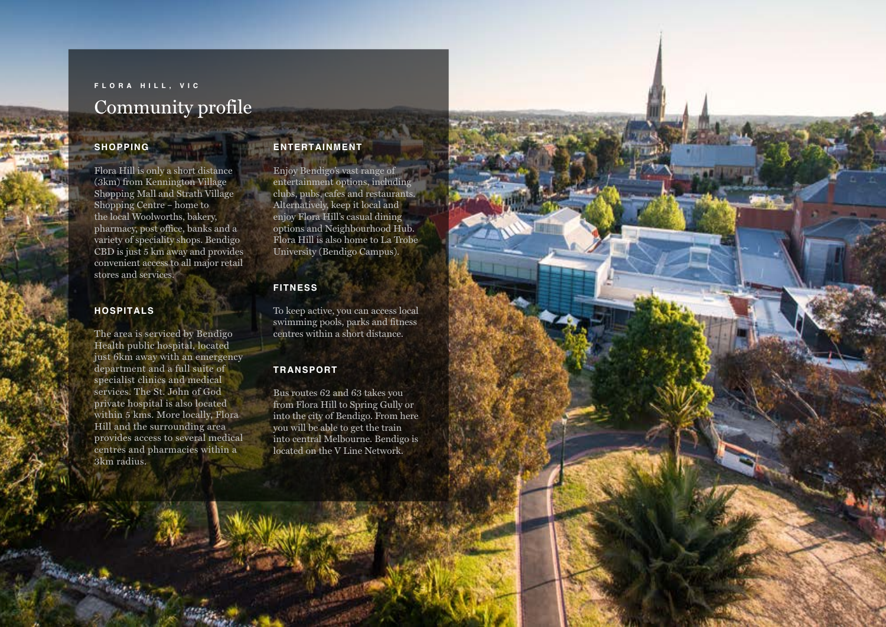FLORA HILL, VIC

# Community profile

## SHOPPING

Flora Hill is only a short distance (3km) from Kennington Village Shopping Mall and Strath Village Shopping Centre – home to the local Woolworths, bakery, pharmacy, post office, banks and a variety of speciality shops. Bendigo CBD is just 5 km away and provides convenient access to all major retail stores and services.

## HOSPITALS

The area is serviced by Bendigo Health public hospital, located just 6km away with an emergency department and a full suite of specialist clinics and medical services. The St. John of God private hospital is also located within 5 kms. More locally, Flora Hill and the surrounding area provides access to several medical centres and pharmacies within a 3km radius.

## ENTERTAINMENT

Enjoy Bendigo's vast range of entertainment options, including clubs, pubs, cafes and restaurants. Alternatively, keep it local and enjoy Flora Hill's casual dining options and Neighbourhood Hub. Flora Hill is also home to La Trobe University (Bendigo Campus).

## FITNESS

To keep active, you can access local swimming pools, parks and fitness centres within a short distance.

## TRANSPORT

Bus routes 62 and 63 takes you from Flora Hill to Spring Gully or into the city of Bendigo. From here you will be able to get the train into central Melbourne. Bendigo is located on the V Line Network.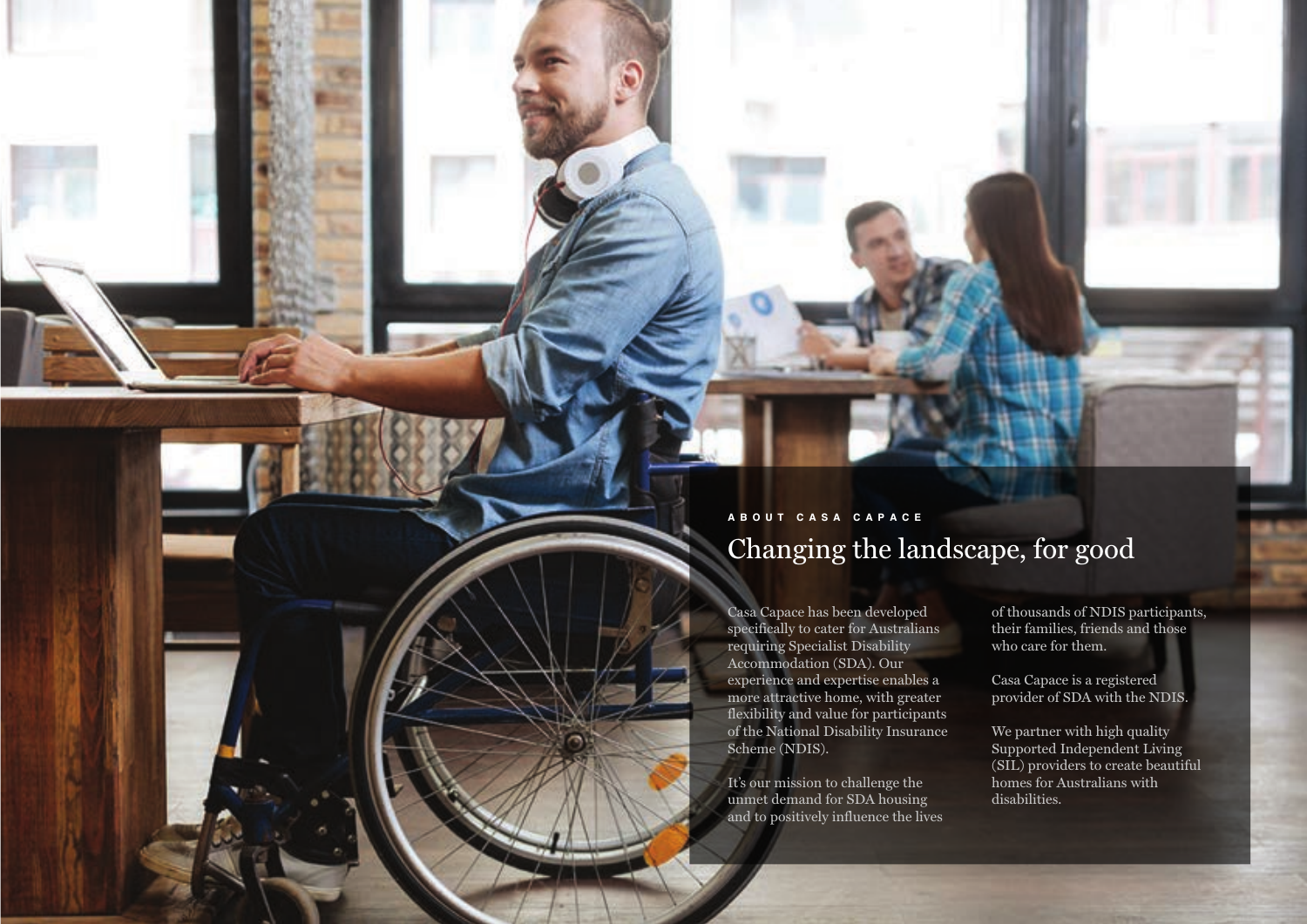ABOUT CASA CAPACE

# Changing the landscape, for good

Casa Capace has been developed specifically to cater for Australians requiring Specialist Disability Accommodation (SDA). Our experience and expertise enables a more attractive home, with greater flexibility and value for participants of the National Disability Insurance Scheme (NDIS).

It's our mission to challenge the unmet demand for SDA housing and to positively influence the lives of thousands of NDIS participants, their families, friends and those who care for them.

Casa Capace is a registered provider of SDA with the NDIS.

We partner with high quality Supported Independent Living (SIL) providers to create beautiful homes for Australians with disabilities.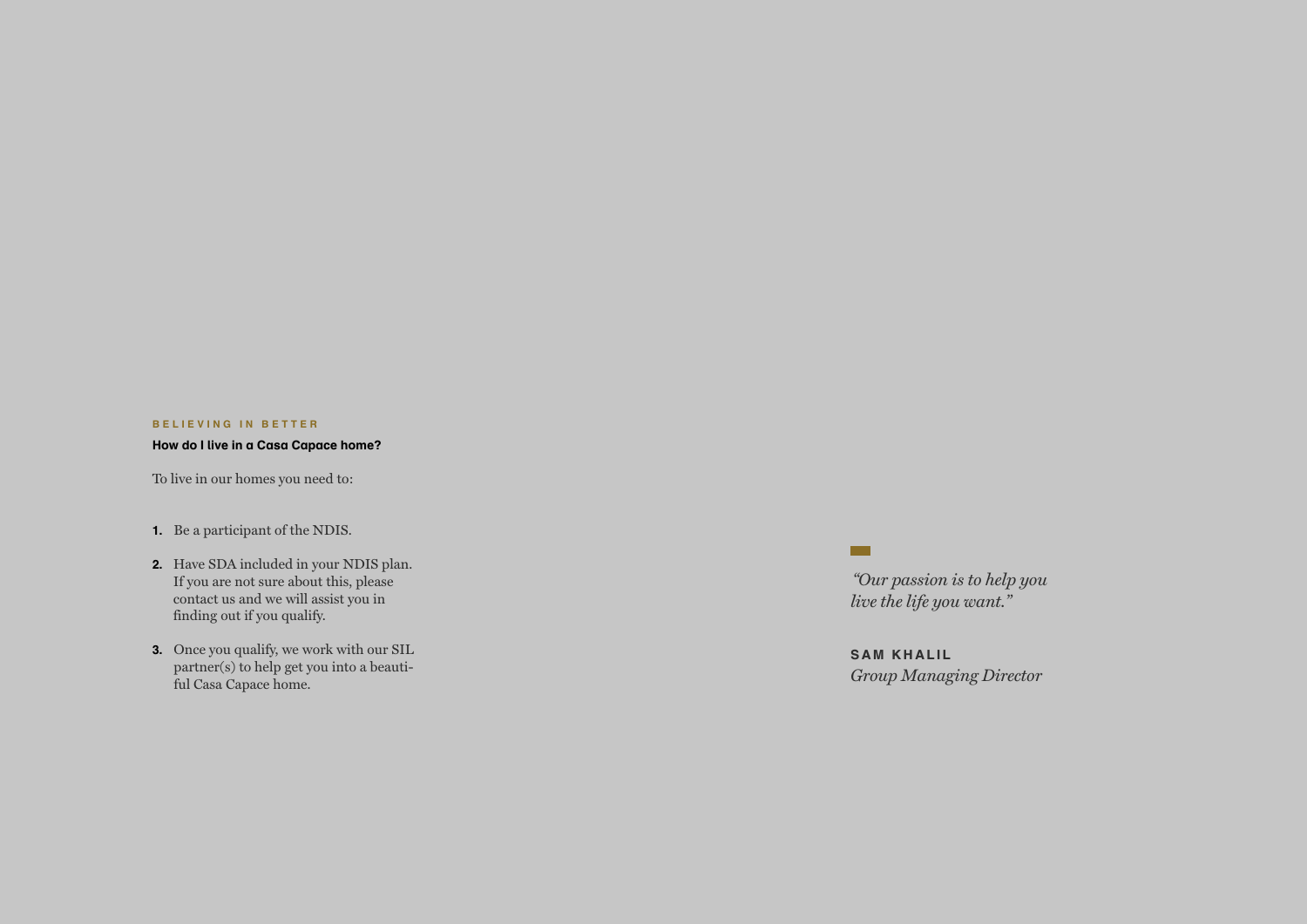BELIEVING IN BETTER

### How do I live in a Casa Capace home?

To live in our homes you need to:

1. Be a participant of the NDIS.
2. Have SDA included in your NDIS plan. If you are not sure about this, please contact us and we will assist you in finding out if you qualify.
3. Once you qualify, we work with our SIL partner(s) to help get you into a beautiful Casa Capace home.

*"Our passion is to help you live the life you want."*

**SAM KHALIL**
*Group Managing Director*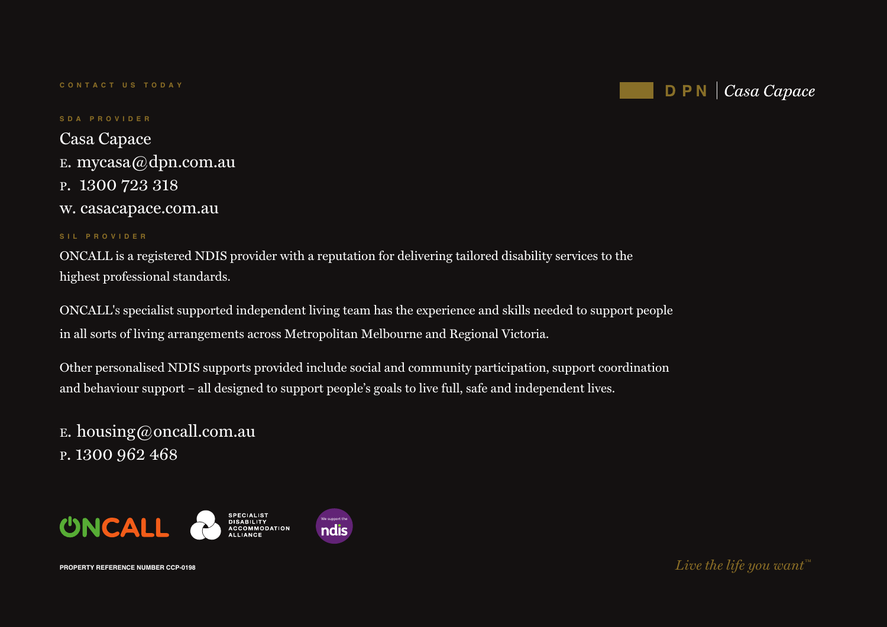CONTACT US TODAY

DPN | *Casa Capace*

SDA PROVIDER

Casa Capace
E. mycasa@dpn.com.au
P. 1300 723 318
W. casacapace.com.au

SIL PROVIDER

ONCALL is a registered NDIS provider with a reputation for delivering tailored disability services to the highest professional standards.

ONCALL's specialist supported independent living team has the experience and skills needed to support people in all sorts of living arrangements across Metropolitan Melbourne and Regional Victoria.

Other personalised NDIS supports provided include social and community participation, support coordination and behaviour support – all designed to support people's goals to live full, safe and independent lives.

E. housing@oncall.com.au
P. 1300 962 468

ONCALL

SPECIALIST DISABILITY ACCOMMODATION ALLIANCE

We support the ndis

PROPERTY REFERENCE NUMBER CCP-0198

*Live the life you want™*